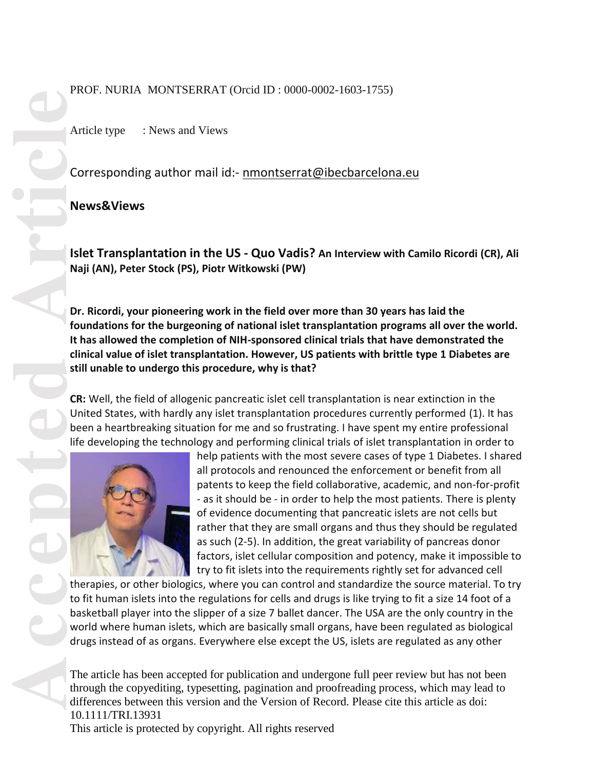PROF. NURIA MONTSERRAT (Orcid ID : 0000-0002-1603-1755)

Article type : News and Views

Corresponding author mail id:- nmontserrat@ibecbarcelona.eu

**News&Views**

## Islet Transplantation in the US - Quo Vadis? An Interview with Camilo Ricordi (CR), Ali Naji (AN), Peter Stock (PS), Piotr Witkowski (PW)

**Dr. Ricordi, your pioneering work in the field over more than 30 years has laid the foundations for the burgeoning of national islet transplantation programs all over the world. It has allowed the completion of NIH-sponsored clinical trials that have demonstrated the clinical value of islet transplantation. However, US patients with brittle type 1 Diabetes are still unable to undergo this procedure, why is that?**

**CR:** Well, the field of allogenic pancreatic islet cell transplantation is near extinction in the United States, with hardly any islet transplantation procedures currently performed (1). It has been a heartbreaking situation for me and so frustrating. I have spent my entire professional life developing the technology and performing clinical trials of islet transplantation in order to help patients with the most severe cases of type 1 Diabetes. I shared all protocols and renounced the enforcement or benefit from all patents to keep the field collaborative, academic, and non-for-profit - as it should be - in order to help the most patients. There is plenty of evidence documenting that pancreatic islets are not cells but rather that they are small organs and thus they should be regulated as such (2-5). In addition, the great variability of pancreas donor factors, islet cellular composition and potency, make it impossible to try to fit islets into the requirements rightly set for advanced cell therapies, or other biologics, where you can control and standardize the source material. To try to fit human islets into the regulations for cells and drugs is like trying to fit a size 14 foot of a basketball player into the slipper of a size 7 ballet dancer. The USA are the only country in the world where human islets, which are basically small organs, have been regulated as biological drugs instead of as organs. Everywhere else except the US, islets are regulated as any other

The article has been accepted for publication and undergone full peer review but has not been through the copyediting, typesetting, pagination and proofreading process, which may lead to differences between this version and the Version of Record. Please cite this article as doi: 10.1111/TRI.13931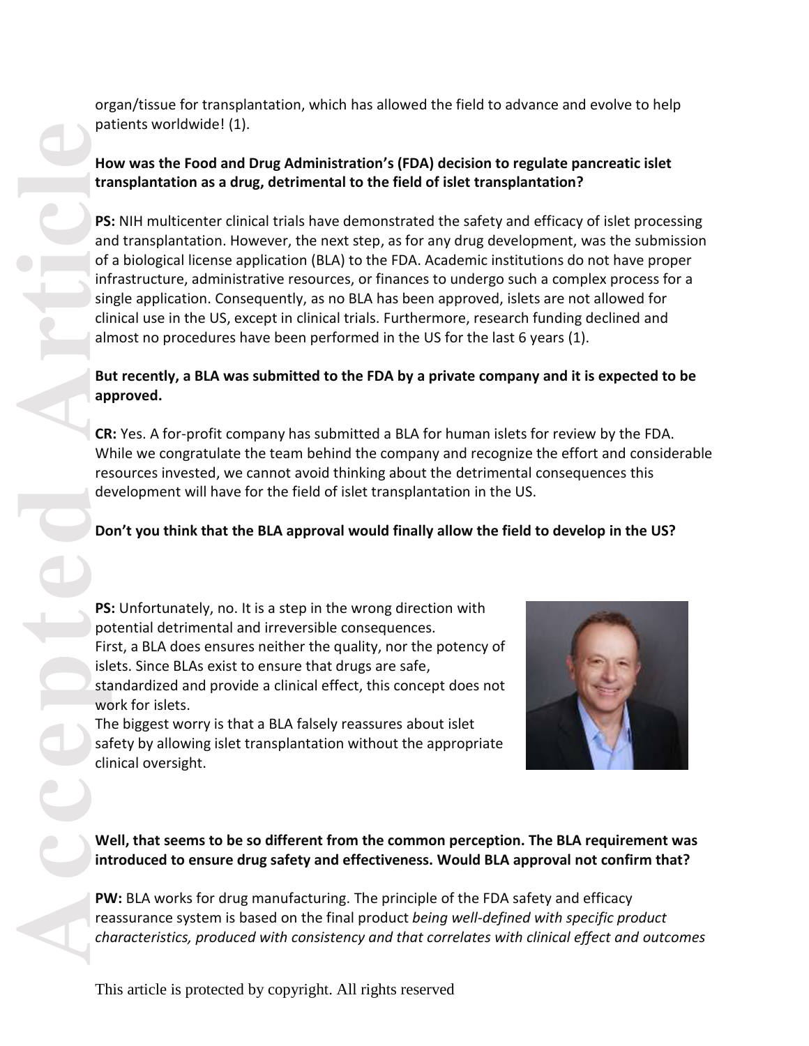organ/tissue for transplantation, which has allowed the field to advance and evolve to help patients worldwide! (1).

**How was the Food and Drug Administration's (FDA) decision to regulate pancreatic islet transplantation as a drug, detrimental to the field of islet transplantation?**

**PS:** NIH multicenter clinical trials have demonstrated the safety and efficacy of islet processing and transplantation. However, the next step, as for any drug development, was the submission of a biological license application (BLA) to the FDA. Academic institutions do not have proper infrastructure, administrative resources, or finances to undergo such a complex process for a single application. Consequently, as no BLA has been approved, islets are not allowed for clinical use in the US, except in clinical trials. Furthermore, research funding declined and almost no procedures have been performed in the US for the last 6 years (1).

**But recently, a BLA was submitted to the FDA by a private company and it is expected to be approved.**

**CR:** Yes. A for-profit company has submitted a BLA for human islets for review by the FDA. While we congratulate the team behind the company and recognize the effort and considerable resources invested, we cannot avoid thinking about the detrimental consequences this development will have for the field of islet transplantation in the US.

**Don't you think that the BLA approval would finally allow the field to develop in the US?**

**PS:** Unfortunately, no. It is a step in the wrong direction with potential detrimental and irreversible consequences.
First, a BLA does ensures neither the quality, nor the potency of islets. Since BLAs exist to ensure that drugs are safe, standardized and provide a clinical effect, this concept does not work for islets.
The biggest worry is that a BLA falsely reassures about islet safety by allowing islet transplantation without the appropriate clinical oversight.

**Well, that seems to be so different from the common perception. The BLA requirement was introduced to ensure drug safety and effectiveness. Would BLA approval not confirm that?**

**PW:** BLA works for drug manufacturing. The principle of the FDA safety and efficacy reassurance system is based on the final product *being well-defined with specific product characteristics, produced with consistency and that correlates with clinical effect and outcomes*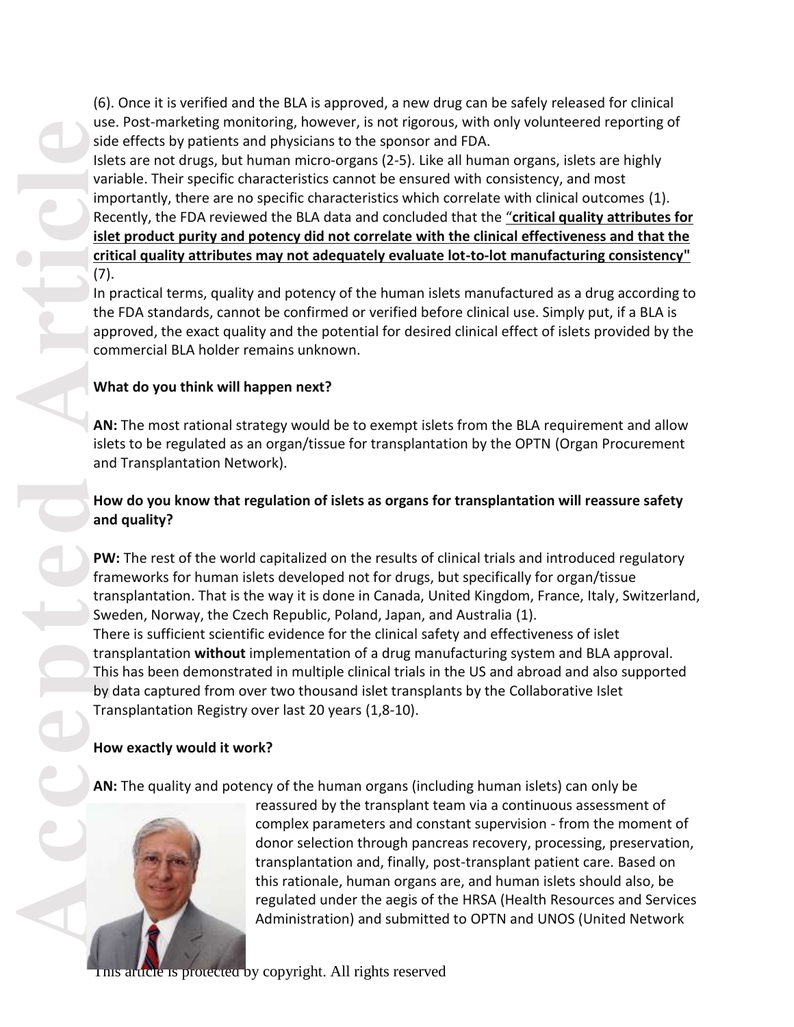(6). Once it is verified and the BLA is approved, a new drug can be safely released for clinical use. Post-marketing monitoring, however, is not rigorous, with only volunteered reporting of side effects by patients and physicians to the sponsor and FDA.

Islets are not drugs, but human micro-organs (2-5). Like all human organs, islets are highly variable. Their specific characteristics cannot be ensured with consistency, and most importantly, there are no specific characteristics which correlate with clinical outcomes (1). Recently, the FDA reviewed the BLA data and concluded that the "**critical quality attributes for islet product purity and potency did not correlate with the clinical effectiveness and that the critical quality attributes may not adequately evaluate lot-to-lot manufacturing consistency"** (7).

In practical terms, quality and potency of the human islets manufactured as a drug according to the FDA standards, cannot be confirmed or verified before clinical use. Simply put, if a BLA is approved, the exact quality and the potential for desired clinical effect of islets provided by the commercial BLA holder remains unknown.

**What do you think will happen next?**

**AN:** The most rational strategy would be to exempt islets from the BLA requirement and allow islets to be regulated as an organ/tissue for transplantation by the OPTN (Organ Procurement and Transplantation Network).

**How do you know that regulation of islets as organs for transplantation will reassure safety and quality?**

**PW:** The rest of the world capitalized on the results of clinical trials and introduced regulatory frameworks for human islets developed not for drugs, but specifically for organ/tissue transplantation. That is the way it is done in Canada, United Kingdom, France, Italy, Switzerland, Sweden, Norway, the Czech Republic, Poland, Japan, and Australia (1).

There is sufficient scientific evidence for the clinical safety and effectiveness of islet transplantation **without** implementation of a drug manufacturing system and BLA approval. This has been demonstrated in multiple clinical trials in the US and abroad and also supported by data captured from over two thousand islet transplants by the Collaborative Islet Transplantation Registry over last 20 years (1,8-10).

**How exactly would it work?**

**AN:** The quality and potency of the human organs (including human islets) can only be reassured by the transplant team via a continuous assessment of complex parameters and constant supervision - from the moment of donor selection through pancreas recovery, processing, preservation, transplantation and, finally, post-transplant patient care. Based on this rationale, human organs are, and human islets should also, be regulated under the aegis of the HRSA (Health Resources and Services Administration) and submitted to OPTN and UNOS (United Network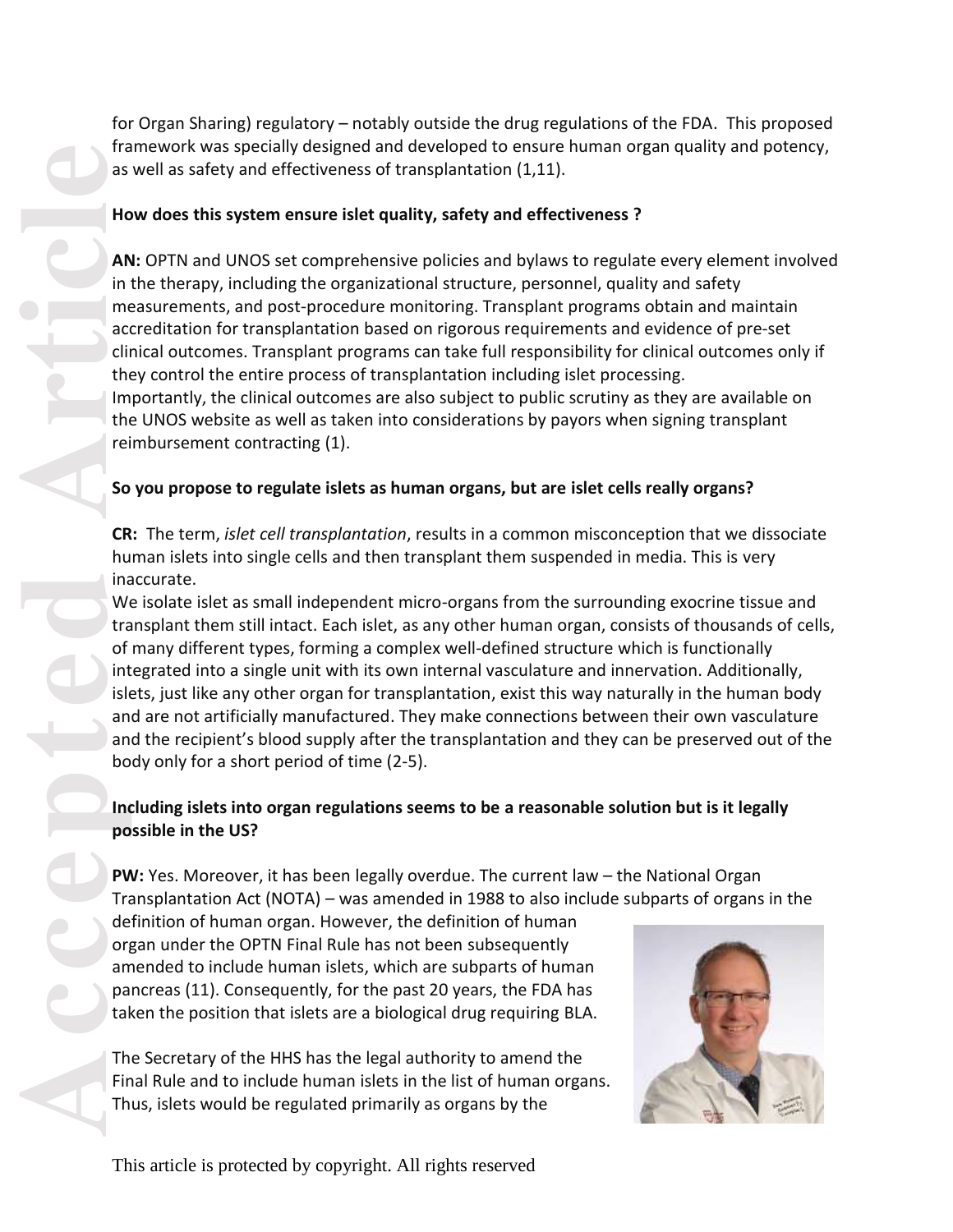for Organ Sharing) regulatory – notably outside the drug regulations of the FDA. This proposed framework was specially designed and developed to ensure human organ quality and potency, as well as safety and effectiveness of transplantation (1,11).

**How does this system ensure islet quality, safety and effectiveness ?**

**AN:** OPTN and UNOS set comprehensive policies and bylaws to regulate every element involved in the therapy, including the organizational structure, personnel, quality and safety measurements, and post-procedure monitoring. Transplant programs obtain and maintain accreditation for transplantation based on rigorous requirements and evidence of pre-set clinical outcomes. Transplant programs can take full responsibility for clinical outcomes only if they control the entire process of transplantation including islet processing.
Importantly, the clinical outcomes are also subject to public scrutiny as they are available on the UNOS website as well as taken into considerations by payors when signing transplant reimbursement contracting (1).

**So you propose to regulate islets as human organs, but are islet cells really organs?**

**CR:** The term, *islet cell transplantation*, results in a common misconception that we dissociate human islets into single cells and then transplant them suspended in media. This is very inaccurate.
We isolate islet as small independent micro-organs from the surrounding exocrine tissue and transplant them still intact. Each islet, as any other human organ, consists of thousands of cells, of many different types, forming a complex well-defined structure which is functionally integrated into a single unit with its own internal vasculature and innervation. Additionally, islets, just like any other organ for transplantation, exist this way naturally in the human body and are not artificially manufactured. They make connections between their own vasculature and the recipient's blood supply after the transplantation and they can be preserved out of the body only for a short period of time (2-5).

**Including islets into organ regulations seems to be a reasonable solution but is it legally possible in the US?**

**PW:** Yes. Moreover, it has been legally overdue. The current law – the National Organ Transplantation Act (NOTA) – was amended in 1988 to also include subparts of organs in the definition of human organ. However, the definition of human organ under the OPTN Final Rule has not been subsequently amended to include human islets, which are subparts of human pancreas (11). Consequently, for the past 20 years, the FDA has taken the position that islets are a biological drug requiring BLA.

The Secretary of the HHS has the legal authority to amend the Final Rule and to include human islets in the list of human organs. Thus, islets would be regulated primarily as organs by the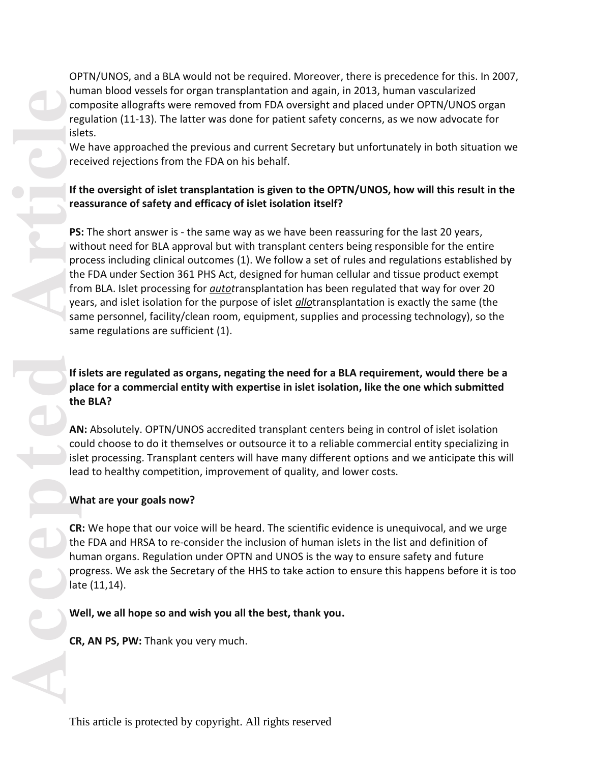OPTN/UNOS, and a BLA would not be required. Moreover, there is precedence for this. In 2007, human blood vessels for organ transplantation and again, in 2013, human vascularized composite allografts were removed from FDA oversight and placed under OPTN/UNOS organ regulation (11-13). The latter was done for patient safety concerns, as we now advocate for islets.

We have approached the previous and current Secretary but unfortunately in both situation we received rejections from the FDA on his behalf.

**If the oversight of islet transplantation is given to the OPTN/UNOS, how will this result in the reassurance of safety and efficacy of islet isolation itself?**

**PS:** The short answer is - the same way as we have been reassuring for the last 20 years, without need for BLA approval but with transplant centers being responsible for the entire process including clinical outcomes (1). We follow a set of rules and regulations established by the FDA under Section 361 PHS Act, designed for human cellular and tissue product exempt from BLA. Islet processing for ***auto***transplantation has been regulated that way for over 20 years, and islet isolation for the purpose of islet ***allo***transplantation is exactly the same (the same personnel, facility/clean room, equipment, supplies and processing technology), so the same regulations are sufficient (1).

**If islets are regulated as organs, negating the need for a BLA requirement, would there be a place for a commercial entity with expertise in islet isolation, like the one which submitted the BLA?**

**AN:** Absolutely. OPTN/UNOS accredited transplant centers being in control of islet isolation could choose to do it themselves or outsource it to a reliable commercial entity specializing in islet processing. Transplant centers will have many different options and we anticipate this will lead to healthy competition, improvement of quality, and lower costs.

**What are your goals now?**

**CR:** We hope that our voice will be heard. The scientific evidence is unequivocal, and we urge the FDA and HRSA to re-consider the inclusion of human islets in the list and definition of human organs. Regulation under OPTN and UNOS is the way to ensure safety and future progress. We ask the Secretary of the HHS to take action to ensure this happens before it is too late (11,14).

**Well, we all hope so and wish you all the best, thank you.**

**CR, AN PS, PW:** Thank you very much.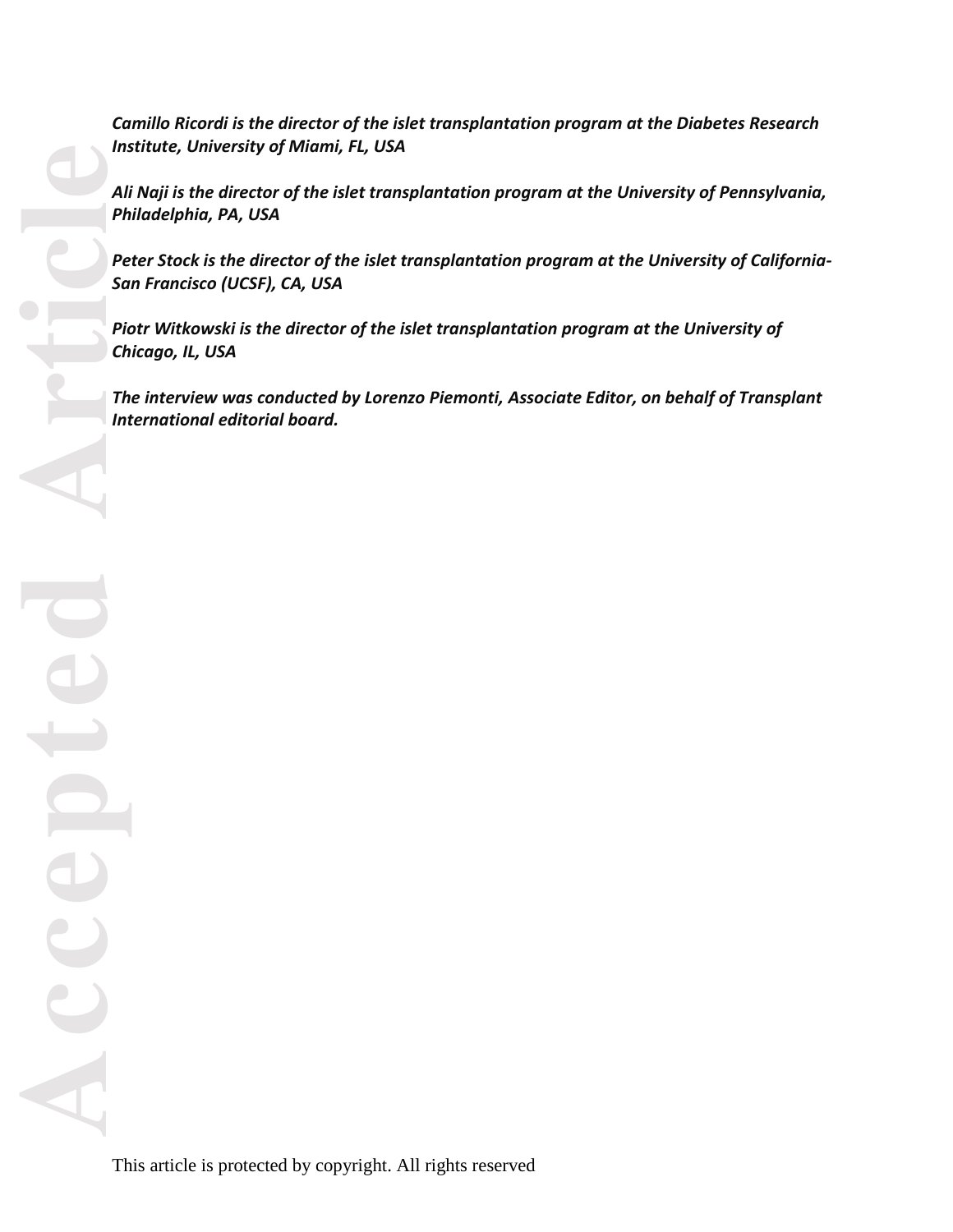***Camillo Ricordi is the director of the islet transplantation program at the Diabetes Research Institute, University of Miami, FL, USA***

***Ali Naji is the director of the islet transplantation program at the University of Pennsylvania, Philadelphia, PA, USA***

***Peter Stock is the director of the islet transplantation program at the University of California-San Francisco (UCSF), CA, USA***

***Piotr Witkowski is the director of the islet transplantation program at the University of Chicago, IL, USA***

***The interview was conducted by Lorenzo Piemonti, Associate Editor, on behalf of Transplant International editorial board.***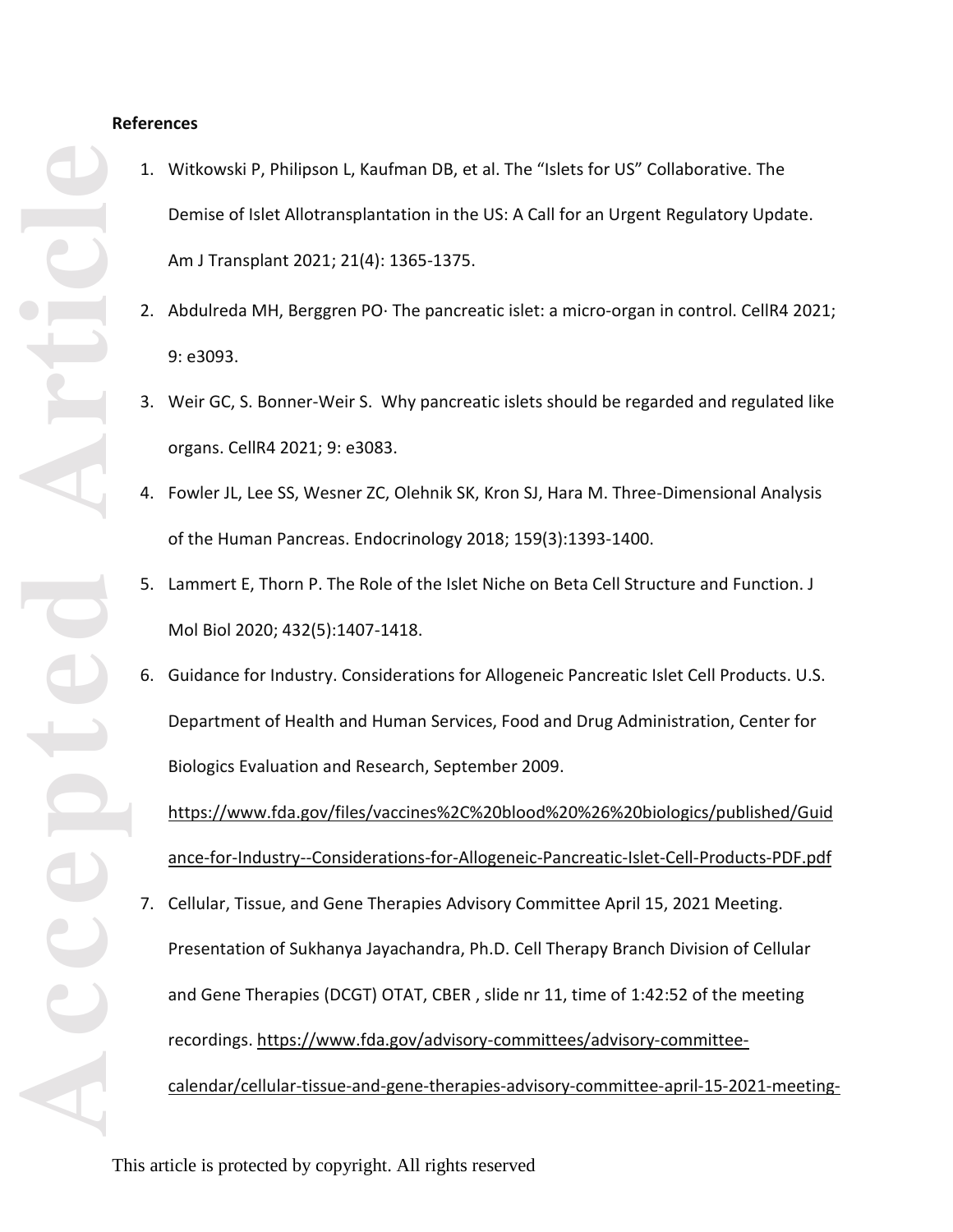**References**

1. Witkowski P, Philipson L, Kaufman DB, et al. The "Islets for US" Collaborative. The Demise of Islet Allotransplantation in the US: A Call for an Urgent Regulatory Update. Am J Transplant 2021; 21(4): 1365-1375.
2. Abdulreda MH, Berggren PO· The pancreatic islet: a micro-organ in control. CellR4 2021; 9: e3093.
3. Weir GC, S. Bonner-Weir S. Why pancreatic islets should be regarded and regulated like organs. CellR4 2021; 9: e3083.
4. Fowler JL, Lee SS, Wesner ZC, Olehnik SK, Kron SJ, Hara M. Three-Dimensional Analysis of the Human Pancreas. Endocrinology 2018; 159(3):1393-1400.
5. Lammert E, Thorn P. The Role of the Islet Niche on Beta Cell Structure and Function. J Mol Biol 2020; 432(5):1407-1418.
6. Guidance for Industry. Considerations for Allogeneic Pancreatic Islet Cell Products. U.S. Department of Health and Human Services, Food and Drug Administration, Center for Biologics Evaluation and Research, September 2009. https://www.fda.gov/files/vaccines%2C%20blood%20%26%20biologics/published/Guidance-for-Industry--Considerations-for-Allogeneic-Pancreatic-Islet-Cell-Products-PDF.pdf
7. Cellular, Tissue, and Gene Therapies Advisory Committee April 15, 2021 Meeting. Presentation of Sukhanya Jayachandra, Ph.D. Cell Therapy Branch Division of Cellular and Gene Therapies (DCGT) OTAT, CBER , slide nr 11, time of 1:42:52 of the meeting recordings. https://www.fda.gov/advisory-committees/advisory-committee-calendar/cellular-tissue-and-gene-therapies-advisory-committee-april-15-2021-meeting-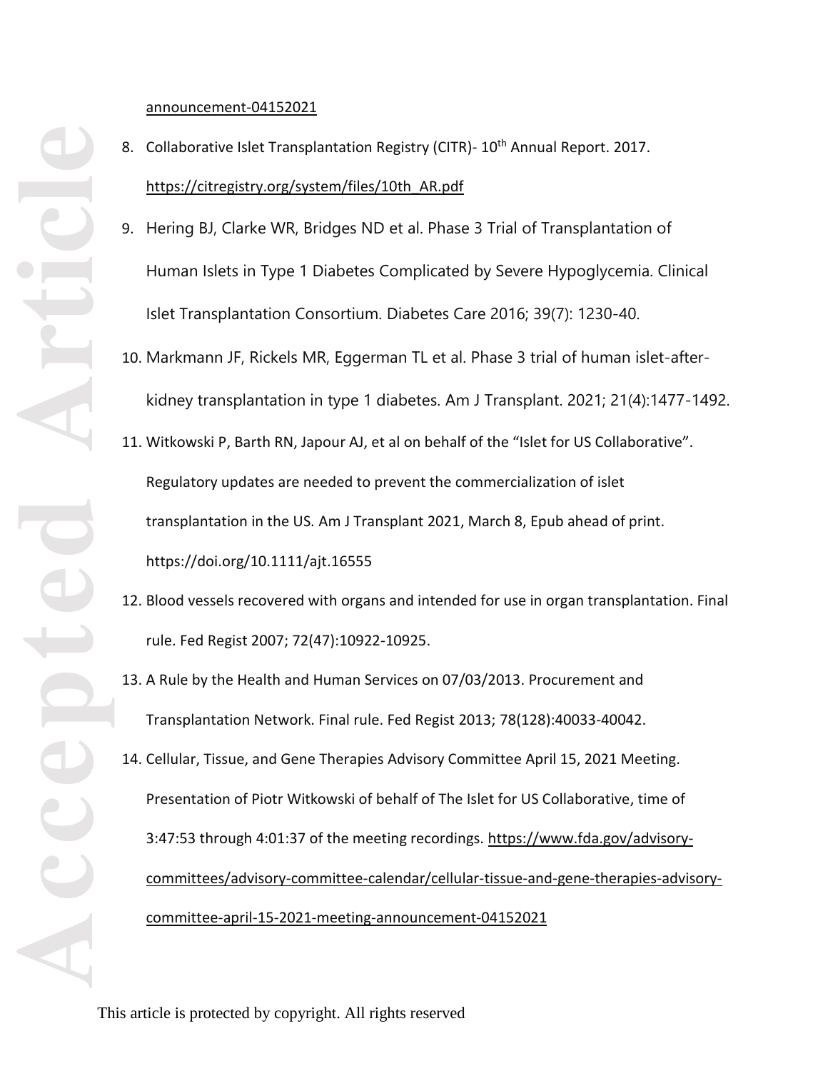announcement-04152021

8. Collaborative Islet Transplantation Registry (CITR)- 10th Annual Report. 2017. https://citregistry.org/system/files/10th_AR.pdf
9. Hering BJ, Clarke WR, Bridges ND et al. Phase 3 Trial of Transplantation of Human Islets in Type 1 Diabetes Complicated by Severe Hypoglycemia. Clinical Islet Transplantation Consortium. Diabetes Care 2016; 39(7): 1230-40.
10. Markmann JF, Rickels MR, Eggerman TL et al. Phase 3 trial of human islet-after-kidney transplantation in type 1 diabetes. Am J Transplant. 2021; 21(4):1477-1492.
11. Witkowski P, Barth RN, Japour AJ, et al on behalf of the "Islet for US Collaborative". Regulatory updates are needed to prevent the commercialization of islet transplantation in the US. Am J Transplant 2021, March 8, Epub ahead of print. https://doi.org/10.1111/ajt.16555
12. Blood vessels recovered with organs and intended for use in organ transplantation. Final rule. Fed Regist 2007; 72(47):10922-10925.
13. A Rule by the Health and Human Services on 07/03/2013. Procurement and Transplantation Network. Final rule. Fed Regist 2013; 78(128):40033-40042.
14. Cellular, Tissue, and Gene Therapies Advisory Committee April 15, 2021 Meeting. Presentation of Piotr Witkowski of behalf of The Islet for US Collaborative, time of 3:47:53 through 4:01:37 of the meeting recordings. https://www.fda.gov/advisory-committees/advisory-committee-calendar/cellular-tissue-and-gene-therapies-advisory-committee-april-15-2021-meeting-announcement-04152021